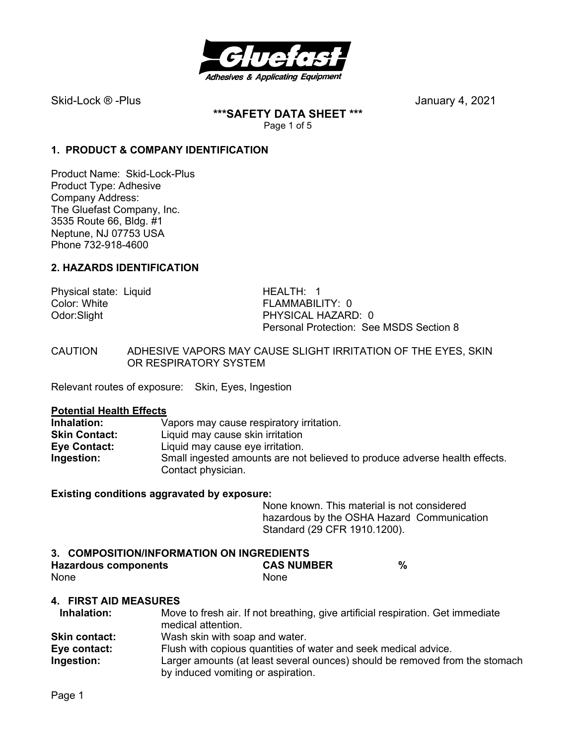Skid-Lock ® -Plus January 4, 2021

# ***SAFETY DATA SHEET ***

## 1. PRODUCT & COMPANY IDENTIFICATION

Product Name: Skid-Lock-Plus
Product Type: Adhesive
Company Address:
The Gluefast Company, Inc.
3535 Route 66, Bldg. #1
Neptune, NJ 07753 USA
Phone 732-918-4600

## 2. HAZARDS IDENTIFICATION

Physical state: Liquid
Color: White
Odor:Slight

HEALTH: 1
FLAMMABILITY: 0
PHYSICAL HAZARD: 0
Personal Protection: See MSDS Section 8

CAUTION ADHESIVE VAPORS MAY CAUSE SLIGHT IRRITATION OF THE EYES, SKIN OR RESPIRATORY SYSTEM

Relevant routes of exposure: Skin, Eyes, Ingestion

**Potential Health Effects**

**Inhalation:** Vapors may cause respiratory irritation.
**Skin Contact:** Liquid may cause skin irritation
**Eye Contact:** Liquid may cause eye irritation.
**Ingestion:** Small ingested amounts are not believed to produce adverse health effects. Contact physician.

**Existing conditions aggravated by exposure:**
None known. This material is not considered hazardous by the OSHA Hazard Communication Standard (29 CFR 1910.1200).

## 3. COMPOSITION/INFORMATION ON INGREDIENTS

| Hazardous components | CAS NUMBER | % |
|---|---|---|
| None | None | |

## 4. FIRST AID MEASURES

**Inhalation:** Move to fresh air. If not breathing, give artificial respiration. Get immediate medical attention.
**Skin contact:** Wash skin with soap and water.
**Eye contact:** Flush with copious quantities of water and seek medical advice.
**Ingestion:** Larger amounts (at least several ounces) should be removed from the stomach by induced vomiting or aspiration.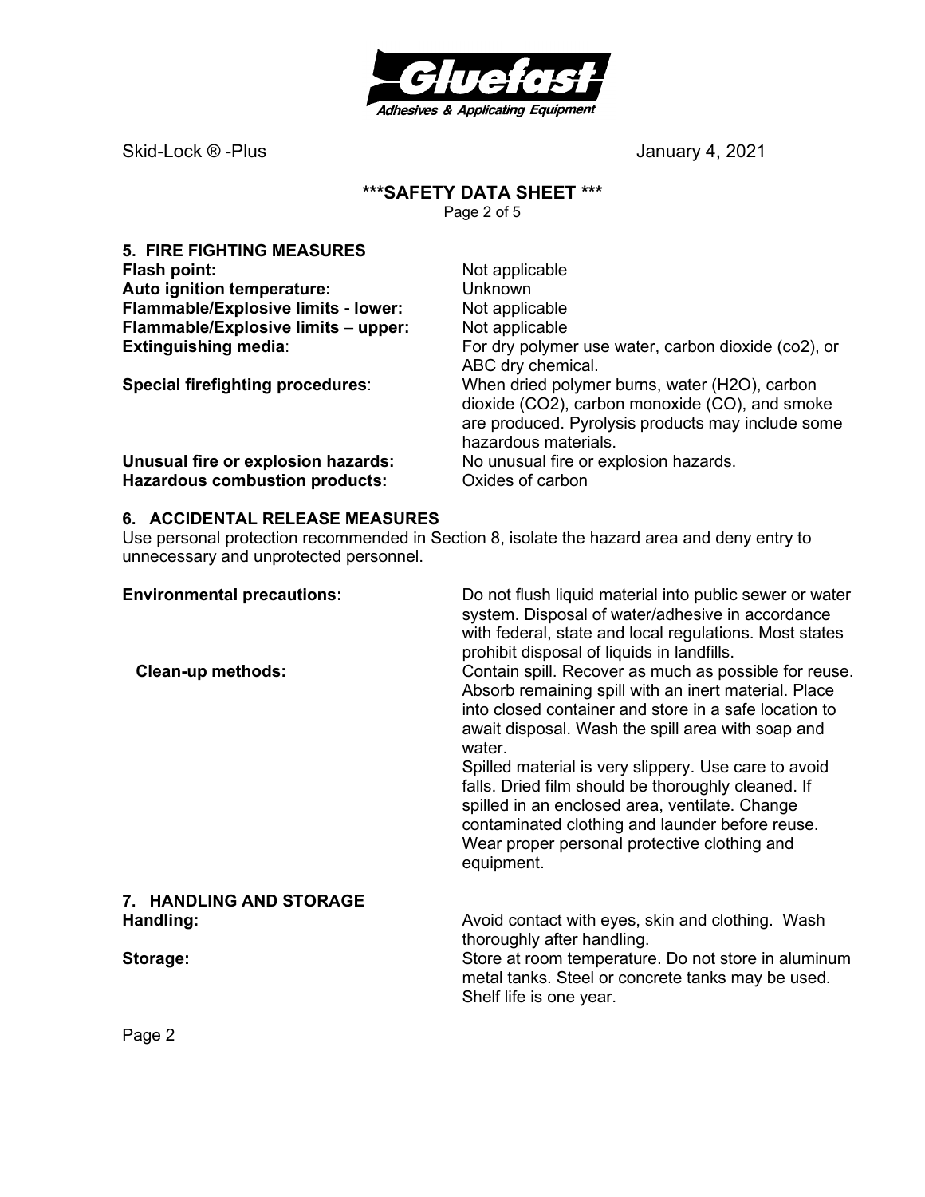## 5. FIRE FIGHTING MEASURES

**Flash point:** Not applicable

**Auto ignition temperature:** Unknown

**Flammable/Explosive limits - lower:** Not applicable

**Flammable/Explosive limits – upper:** Not applicable

**Extinguishing media**: For dry polymer use water, carbon dioxide (co2), or ABC dry chemical.

**Special firefighting procedures**: When dried polymer burns, water (H2O), carbon dioxide (CO2), carbon monoxide (CO), and smoke are produced. Pyrolysis products may include some hazardous materials.

**Unusual fire or explosion hazards:** No unusual fire or explosion hazards.

**Hazardous combustion products:** Oxides of carbon

## 6. ACCIDENTAL RELEASE MEASURES

Use personal protection recommended in Section 8, isolate the hazard area and deny entry to unnecessary and unprotected personnel.

**Environmental precautions:** Do not flush liquid material into public sewer or water system. Disposal of water/adhesive in accordance with federal, state and local regulations. Most states prohibit disposal of liquids in landfills.

**Clean-up methods:** Contain spill. Recover as much as possible for reuse. Absorb remaining spill with an inert material. Place into closed container and store in a safe location to await disposal. Wash the spill area with soap and water.

Spilled material is very slippery. Use care to avoid falls. Dried film should be thoroughly cleaned. If spilled in an enclosed area, ventilate. Change contaminated clothing and launder before reuse. Wear proper personal protective clothing and equipment.

## 7. HANDLING AND STORAGE

**Handling:** Avoid contact with eyes, skin and clothing. Wash thoroughly after handling.

**Storage:** Store at room temperature. Do not store in aluminum metal tanks. Steel or concrete tanks may be used. Shelf life is one year.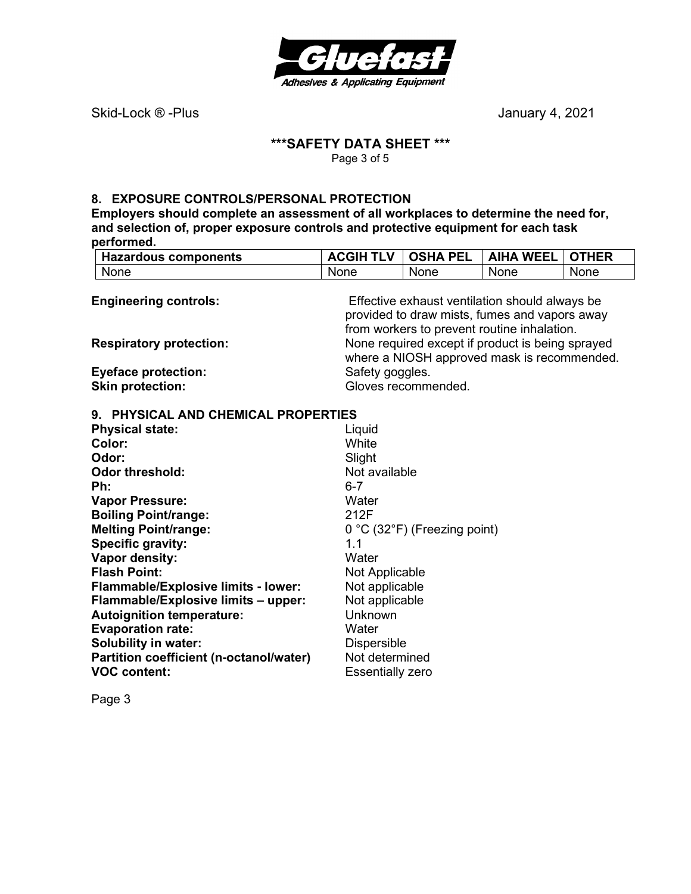## 8. EXPOSURE CONTROLS/PERSONAL PROTECTION

**Employers should complete an assessment of all workplaces to determine the need for, and selection of, proper exposure controls and protective equipment for each task performed.**

| Hazardous components | ACGIH TLV | OSHA PEL | AIHA WEEL | OTHER |
|---|---|---|---|---|
| None | None | None | None | None |

**Engineering controls:** Effective exhaust ventilation should always be provided to draw mists, fumes and vapors away from workers to prevent routine inhalation.

**Respiratory protection:** None required except if product is being sprayed where a NIOSH approved mask is recommended.

**Eyeface protection:** Safety goggles.

**Skin protection:** Gloves recommended.

## 9. PHYSICAL AND CHEMICAL PROPERTIES

**Physical state:** Liquid
**Color:** White
**Odor:** Slight
**Odor threshold:** Not available
**Ph:** 6-7
**Vapor Pressure:** Water
**Boiling Point/range:** 212F
**Melting Point/range:** 0 °C (32°F) (Freezing point)
**Specific gravity:** 1.1
**Vapor density:** Water
**Flash Point:** Not Applicable
**Flammable/Explosive limits - lower:** Not applicable
**Flammable/Explosive limits – upper:** Not applicable
**Autoignition temperature:** Unknown
**Evaporation rate:** Water
**Solubility in water:** Dispersible
**Partition coefficient (n-octanol/water)** Not determined
**VOC content:** Essentially zero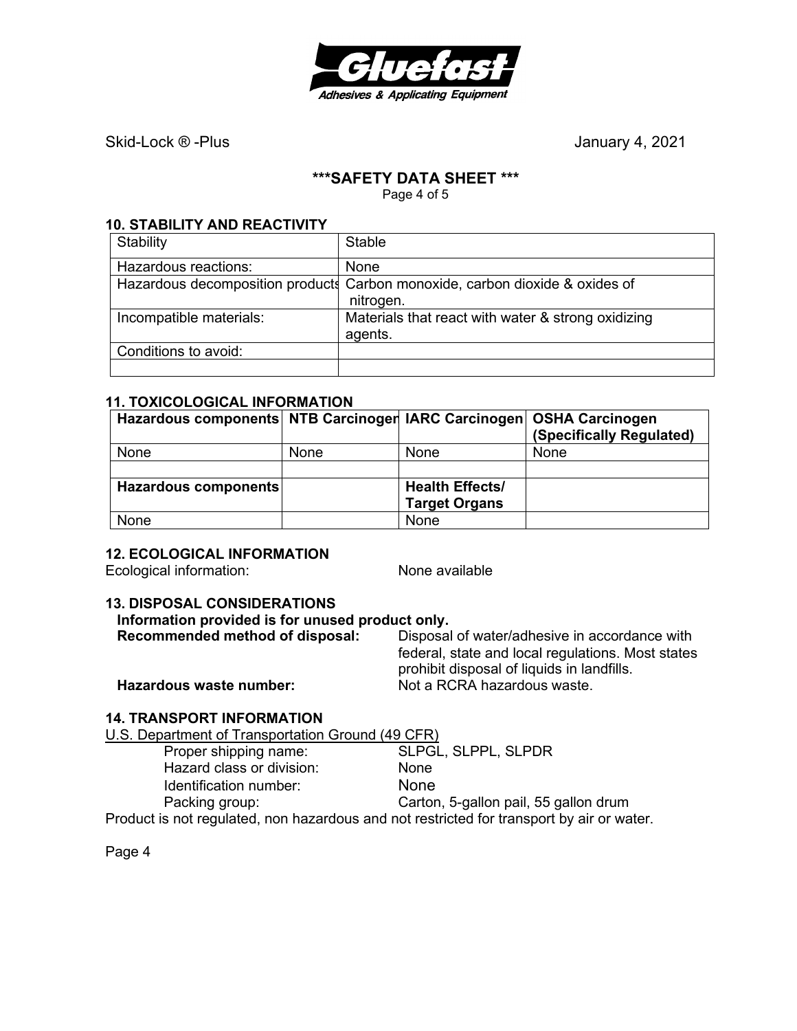Skid-Lock ® -Plus January 4, 2021

**\*\*\*SAFETY DATA SHEET \*\*\***

## 10. STABILITY AND REACTIVITY

| Stability | Stable |
|---|---|
| Hazardous reactions: | None |
| Hazardous decomposition products | Carbon monoxide, carbon dioxide & oxides of nitrogen. |
| Incompatible materials: | Materials that react with water & strong oxidizing agents. |
| Conditions to avoid: | |
| | |

## 11. TOXICOLOGICAL INFORMATION

| Hazardous components | NTB Carcinogen | IARC Carcinogen | OSHA Carcinogen (Specifically Regulated) |
|---|---|---|---|
| None | None | None | None |
| | | | |
| **Hazardous components** | | **Health Effects/ Target Organs** | |
| None | | None | |

## 12. ECOLOGICAL INFORMATION

Ecological information: None available

## 13. DISPOSAL CONSIDERATIONS

**Information provided is for unused product only.**

**Recommended method of disposal:** Disposal of water/adhesive in accordance with federal, state and local regulations. Most states prohibit disposal of liquids in landfills.

**Hazardous waste number:** Not a RCRA hazardous waste.

## 14. TRANSPORT INFORMATION

U.S. Department of Transportation Ground (49 CFR)

- Proper shipping name: SLPGL, SLPPL, SLPDR
- Hazard class or division: None
- Identification number: None
- Packing group: Carton, 5-gallon pail, 55 gallon drum

Product is not regulated, non hazardous and not restricted for transport by air or water.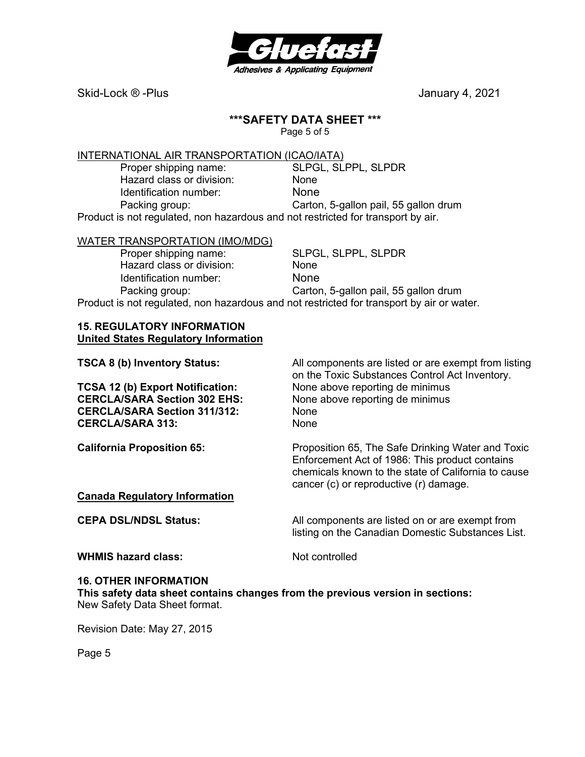INTERNATIONAL AIR TRANSPORTATION (ICAO/IATA)

| | |
|---|---|
| Proper shipping name: | SLPGL, SLPPL, SLPDR |
| Hazard class or division: | None |
| Identification number: | None |
| Packing group: | Carton, 5-gallon pail, 55 gallon drum |

Product is not regulated, non hazardous and not restricted for transport by air.

WATER TRANSPORTATION (IMO/MDG)

| | |
|---|---|
| Proper shipping name: | SLPGL, SLPPL, SLPDR |
| Hazard class or division: | None |
| Identification number: | None |
| Packing group: | Carton, 5-gallon pail, 55 gallon drum |

Product is not regulated, non hazardous and not restricted for transport by air or water.

## 15. REGULATORY INFORMATION

**United States Regulatory Information**

| | |
|---|---|
| **TSCA 8 (b) Inventory Status:** | All components are listed or are exempt from listing on the Toxic Substances Control Act Inventory. |
| **TCSA 12 (b) Export Notification:** | None above reporting de minimus |
| **CERCLA/SARA Section 302 EHS:** | None above reporting de minimus |
| **CERCLA/SARA Section 311/312:** | None |
| **CERCLA/SARA 313:** | None |
| **California Proposition 65:** | Proposition 65, The Safe Drinking Water and Toxic Enforcement Act of 1986: This product contains chemicals known to the state of California to cause cancer (c) or reproductive (r) damage. |

**Canada Regulatory Information**

| | |
|---|---|
| **CEPA DSL/NDSL Status:** | All components are listed on or are exempt from listing on the Canadian Domestic Substances List. |
| **WHMIS hazard class:** | Not controlled |

## 16. OTHER INFORMATION

**This safety data sheet contains changes from the previous version in sections:**
New Safety Data Sheet format.

Revision Date: May 27, 2015